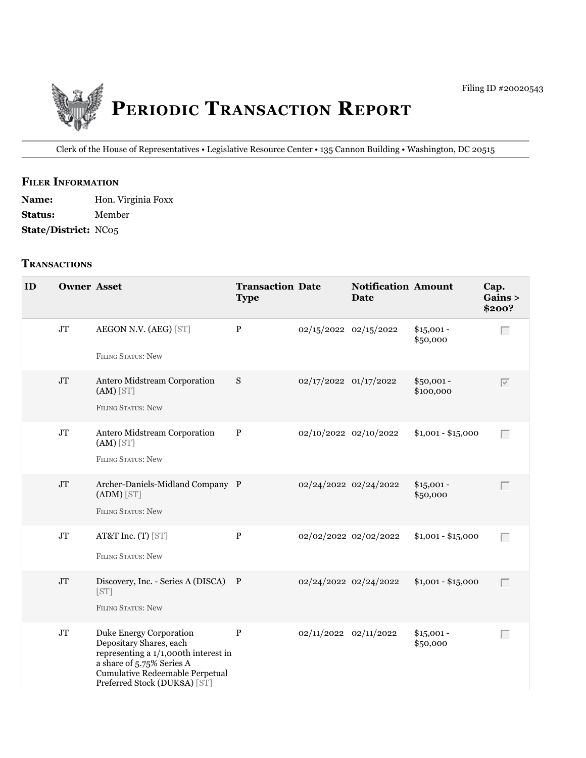Filing ID #20020543

# Periodic Transaction Report

Clerk of the House of Representatives • Legislative Resource Center • 135 Cannon Building • Washington, DC 20515

## Filer Information

**Name:** Hon. Virginia Foxx

**Status:** Member

**State/District:** NC05

## Transactions

| ID | Owner | Asset | Transaction Type | Date | Notification Date | Amount | Cap. Gains > $200? |
|---|---|---|---|---|---|---|---|
| | JT | AEGON N.V. (AEG) [ST]<br>Filing Status: New | P | 02/15/2022 | 02/15/2022 | $15,001 - $50,000 | ☐ |
| | JT | Antero Midstream Corporation (AM) [ST]<br>Filing Status: New | S | 02/17/2022 | 01/17/2022 | $50,001 - $100,000 | ☑ |
| | JT | Antero Midstream Corporation (AM) [ST]<br>Filing Status: New | P | 02/10/2022 | 02/10/2022 | $1,001 - $15,000 | ☐ |
| | JT | Archer-Daniels-Midland Company (ADM) [ST]<br>Filing Status: New | P | 02/24/2022 | 02/24/2022 | $15,001 - $50,000 | ☐ |
| | JT | AT&T Inc. (T) [ST]<br>Filing Status: New | P | 02/02/2022 | 02/02/2022 | $1,001 - $15,000 | ☐ |
| | JT | Discovery, Inc. - Series A (DISCA) [ST]<br>Filing Status: New | P | 02/24/2022 | 02/24/2022 | $1,001 - $15,000 | ☐ |
| | JT | Duke Energy Corporation Depositary Shares, each representing a 1/1,000th interest in a share of 5.75% Series A Cumulative Redeemable Perpetual Preferred Stock (DUK$A) [ST] | P | 02/11/2022 | 02/11/2022 | $15,001 - $50,000 | ☐ |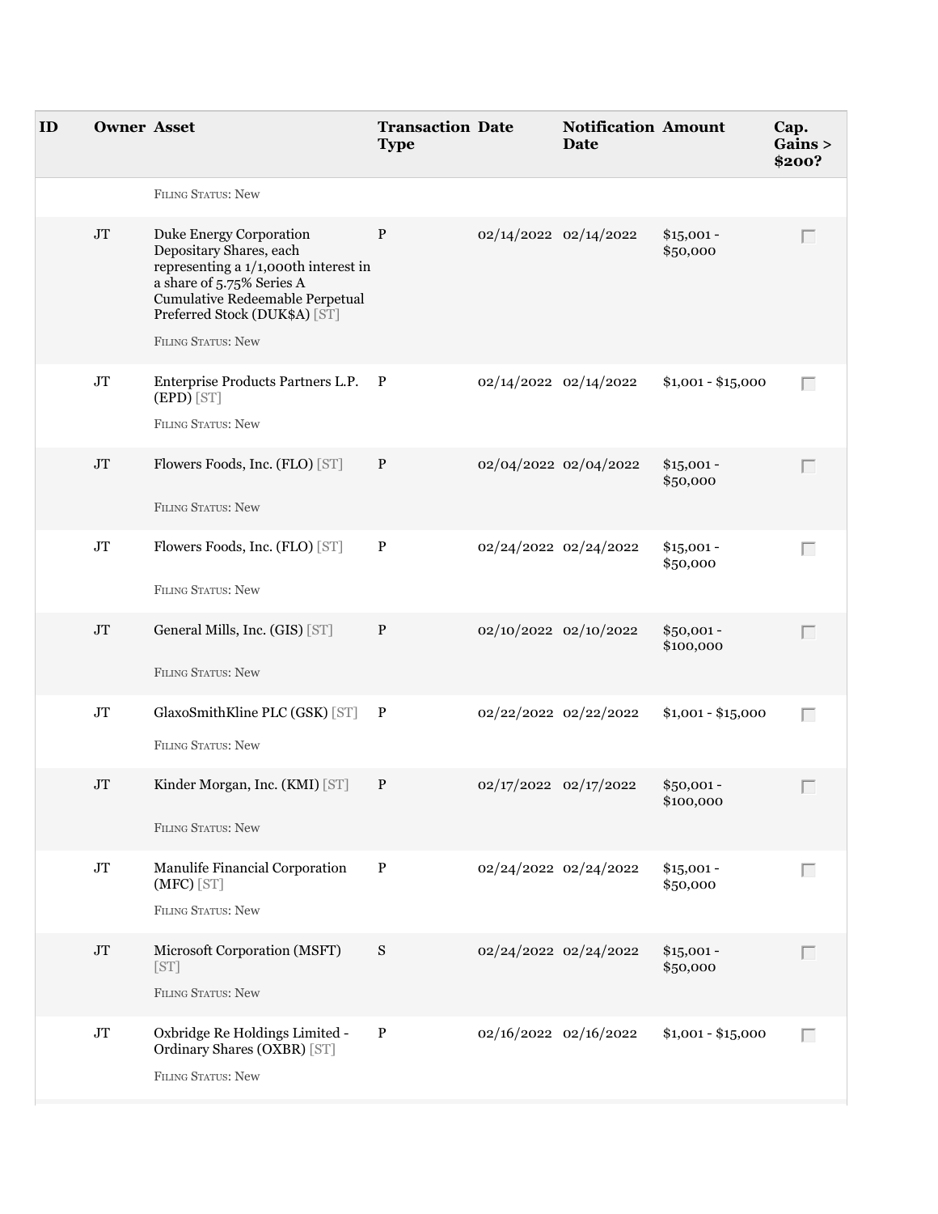| ID | Owner | Asset | Transaction Type | Date | Notification Date | Amount | Cap. Gains > $200? |
| --- | --- | --- | --- | --- | --- | --- | --- |
| | | FILING STATUS: New | | | | | |
| | JT | Duke Energy Corporation Depositary Shares, each representing a 1/1,000th interest in a share of 5.75% Series A Cumulative Redeemable Perpetual Preferred Stock (DUK$A) [ST]<br>FILING STATUS: New | P | 02/14/2022 | 02/14/2022 | $15,001 - $50,000 | |
| | JT | Enterprise Products Partners L.P. (EPD) [ST]<br>FILING STATUS: New | P | 02/14/2022 | 02/14/2022 | $1,001 - $15,000 | |
| | JT | Flowers Foods, Inc. (FLO) [ST]<br>FILING STATUS: New | P | 02/04/2022 | 02/04/2022 | $15,001 - $50,000 | |
| | JT | Flowers Foods, Inc. (FLO) [ST]<br>FILING STATUS: New | P | 02/24/2022 | 02/24/2022 | $15,001 - $50,000 | |
| | JT | General Mills, Inc. (GIS) [ST]<br>FILING STATUS: New | P | 02/10/2022 | 02/10/2022 | $50,001 - $100,000 | |
| | JT | GlaxoSmithKline PLC (GSK) [ST]<br>FILING STATUS: New | P | 02/22/2022 | 02/22/2022 | $1,001 - $15,000 | |
| | JT | Kinder Morgan, Inc. (KMI) [ST]<br>FILING STATUS: New | P | 02/17/2022 | 02/17/2022 | $50,001 - $100,000 | |
| | JT | Manulife Financial Corporation (MFC) [ST]<br>FILING STATUS: New | P | 02/24/2022 | 02/24/2022 | $15,001 - $50,000 | |
| | JT | Microsoft Corporation (MSFT) [ST]<br>FILING STATUS: New | S | 02/24/2022 | 02/24/2022 | $15,001 - $50,000 | |
| | JT | Oxbridge Re Holdings Limited - Ordinary Shares (OXBR) [ST]<br>FILING STATUS: New | P | 02/16/2022 | 02/16/2022 | $1,001 - $15,000 | |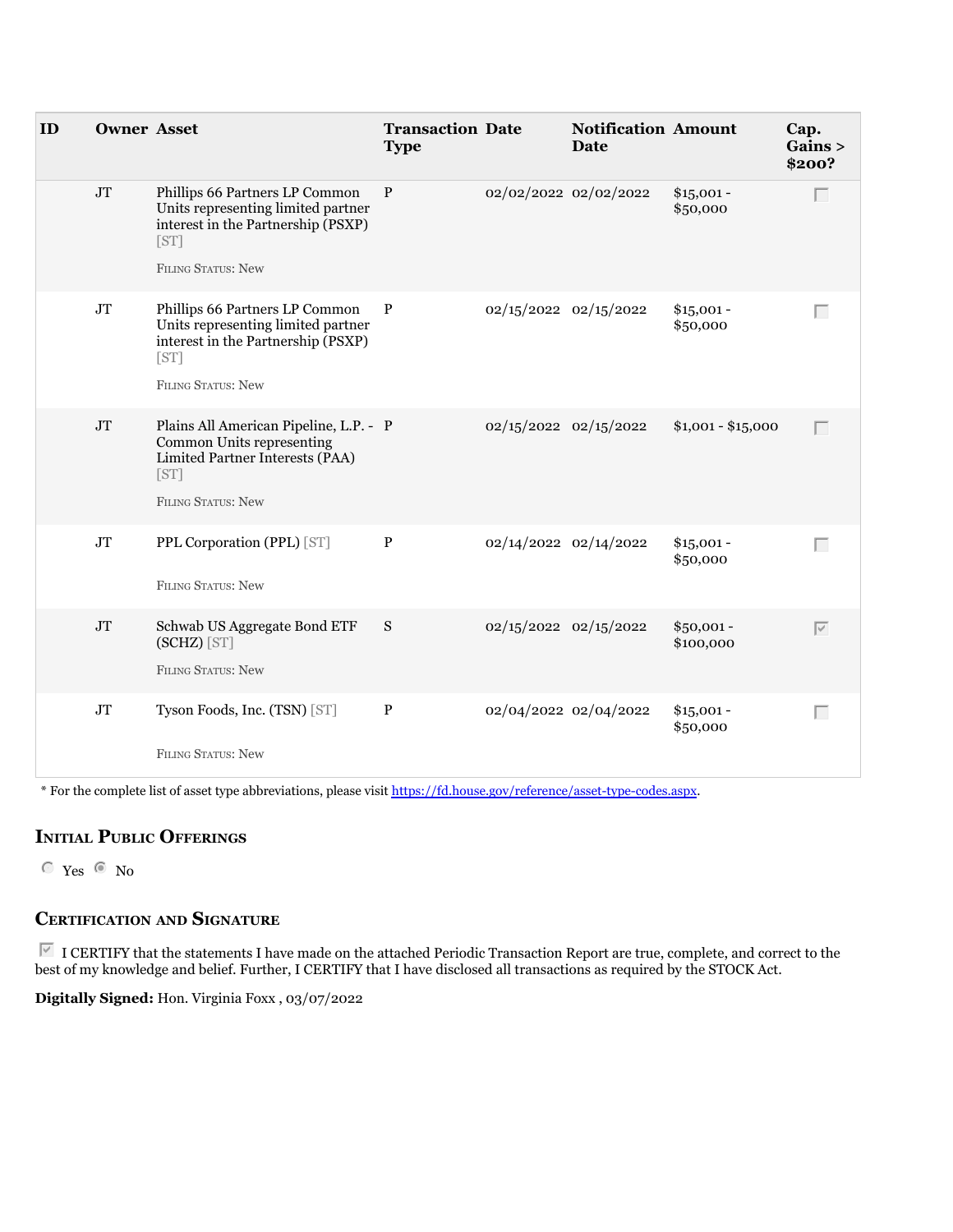| ID | Owner | Asset | Transaction Type | Date | Notification Date | Amount | Cap. Gains > $200? |
| --- | --- | --- | --- | --- | --- | --- | --- |
| | JT | Phillips 66 Partners LP Common Units representing limited partner interest in the Partnership (PSXP) [ST]<br>FILING STATUS: New | P | 02/02/2022 | 02/02/2022 | $15,001 - $50,000 | ☐ |
| | JT | Phillips 66 Partners LP Common Units representing limited partner interest in the Partnership (PSXP) [ST]<br>FILING STATUS: New | P | 02/15/2022 | 02/15/2022 | $15,001 - $50,000 | ☐ |
| | JT | Plains All American Pipeline, L.P. - Common Units representing Limited Partner Interests (PAA) [ST]<br>FILING STATUS: New | P | 02/15/2022 | 02/15/2022 | $1,001 - $15,000 | ☐ |
| | JT | PPL Corporation (PPL) [ST]<br>FILING STATUS: New | P | 02/14/2022 | 02/14/2022 | $15,001 - $50,000 | ☐ |
| | JT | Schwab US Aggregate Bond ETF (SCHZ) [ST]<br>FILING STATUS: New | S | 02/15/2022 | 02/15/2022 | $50,001 - $100,000 | ☑ |
| | JT | Tyson Foods, Inc. (TSN) [ST]<br>FILING STATUS: New | P | 02/04/2022 | 02/04/2022 | $15,001 - $50,000 | ☐ |

* For the complete list of asset type abbreviations, please visit https://fd.house.gov/reference/asset-type-codes.aspx.

## Initial Public Offerings

○ Yes ◉ No

## Certification and Signature

☑ I CERTIFY that the statements I have made on the attached Periodic Transaction Report are true, complete, and correct to the best of my knowledge and belief. Further, I CERTIFY that I have disclosed all transactions as required by the STOCK Act.

**Digitally Signed:** Hon. Virginia Foxx , 03/07/2022